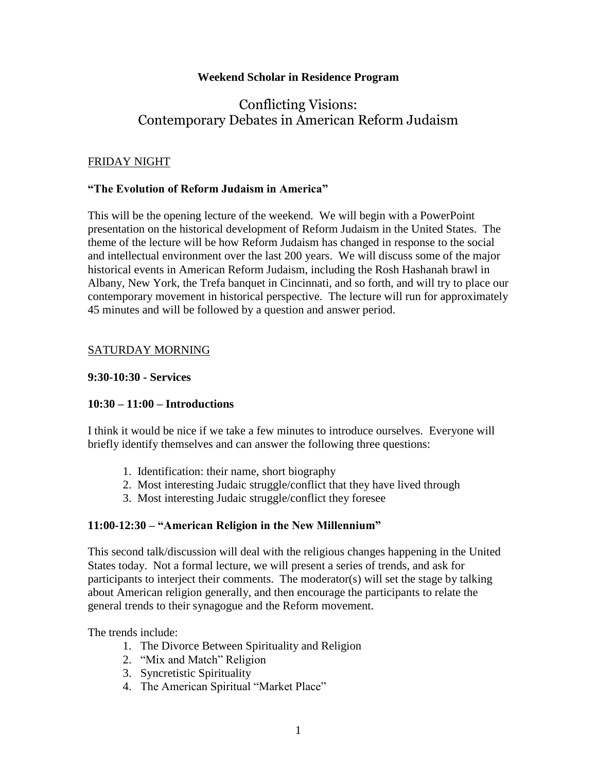**Weekend Scholar in Residence Program**

# Conflicting Visions: Contemporary Debates in American Reform Judaism

## FRIDAY NIGHT

**"The Evolution of Reform Judaism in America"**

This will be the opening lecture of the weekend. We will begin with a PowerPoint presentation on the historical development of Reform Judaism in the United States. The theme of the lecture will be how Reform Judaism has changed in response to the social and intellectual environment over the last 200 years. We will discuss some of the major historical events in American Reform Judaism, including the Rosh Hashanah brawl in Albany, New York, the Trefa banquet in Cincinnati, and so forth, and will try to place our contemporary movement in historical perspective. The lecture will run for approximately 45 minutes and will be followed by a question and answer period.

## SATURDAY MORNING

**9:30-10:30 - Services**

**10:30 – 11:00 – Introductions**

I think it would be nice if we take a few minutes to introduce ourselves. Everyone will briefly identify themselves and can answer the following three questions:

1. Identification: their name, short biography
2. Most interesting Judaic struggle/conflict that they have lived through
3. Most interesting Judaic struggle/conflict they foresee

**11:00-12:30 – "American Religion in the New Millennium"**

This second talk/discussion will deal with the religious changes happening in the United States today. Not a formal lecture, we will present a series of trends, and ask for participants to interject their comments. The moderator(s) will set the stage by talking about American religion generally, and then encourage the participants to relate the general trends to their synagogue and the Reform movement.

The trends include:

1. The Divorce Between Spirituality and Religion
2. "Mix and Match" Religion
3. Syncretistic Spirituality
4. The American Spiritual "Market Place"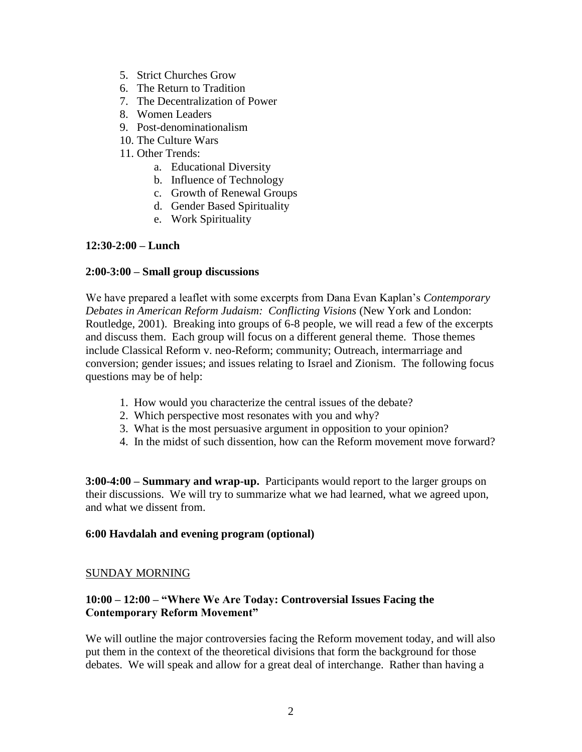5. Strict Churches Grow
6. The Return to Tradition
7. The Decentralization of Power
8. Women Leaders
9. Post-denominationalism
10. The Culture Wars
11. Other Trends:
    a. Educational Diversity
    b. Influence of Technology
    c. Growth of Renewal Groups
    d. Gender Based Spirituality
    e. Work Spirituality

**12:30-2:00 – Lunch**

**2:00-3:00 – Small group discussions**

We have prepared a leaflet with some excerpts from Dana Evan Kaplan's *Contemporary Debates in American Reform Judaism: Conflicting Visions* (New York and London: Routledge, 2001). Breaking into groups of 6-8 people, we will read a few of the excerpts and discuss them. Each group will focus on a different general theme. Those themes include Classical Reform v. neo-Reform; community; Outreach, intermarriage and conversion; gender issues; and issues relating to Israel and Zionism. The following focus questions may be of help:

1. How would you characterize the central issues of the debate?
2. Which perspective most resonates with you and why?
3. What is the most persuasive argument in opposition to your opinion?
4. In the midst of such dissention, how can the Reform movement move forward?

**3:00-4:00 – Summary and wrap-up.** Participants would report to the larger groups on their discussions. We will try to summarize what we had learned, what we agreed upon, and what we dissent from.

**6:00 Havdalah and evening program (optional)**

<u>SUNDAY MORNING</u>

**10:00 – 12:00 – "Where We Are Today: Controversial Issues Facing the Contemporary Reform Movement"**

We will outline the major controversies facing the Reform movement today, and will also put them in the context of the theoretical divisions that form the background for those debates. We will speak and allow for a great deal of interchange. Rather than having a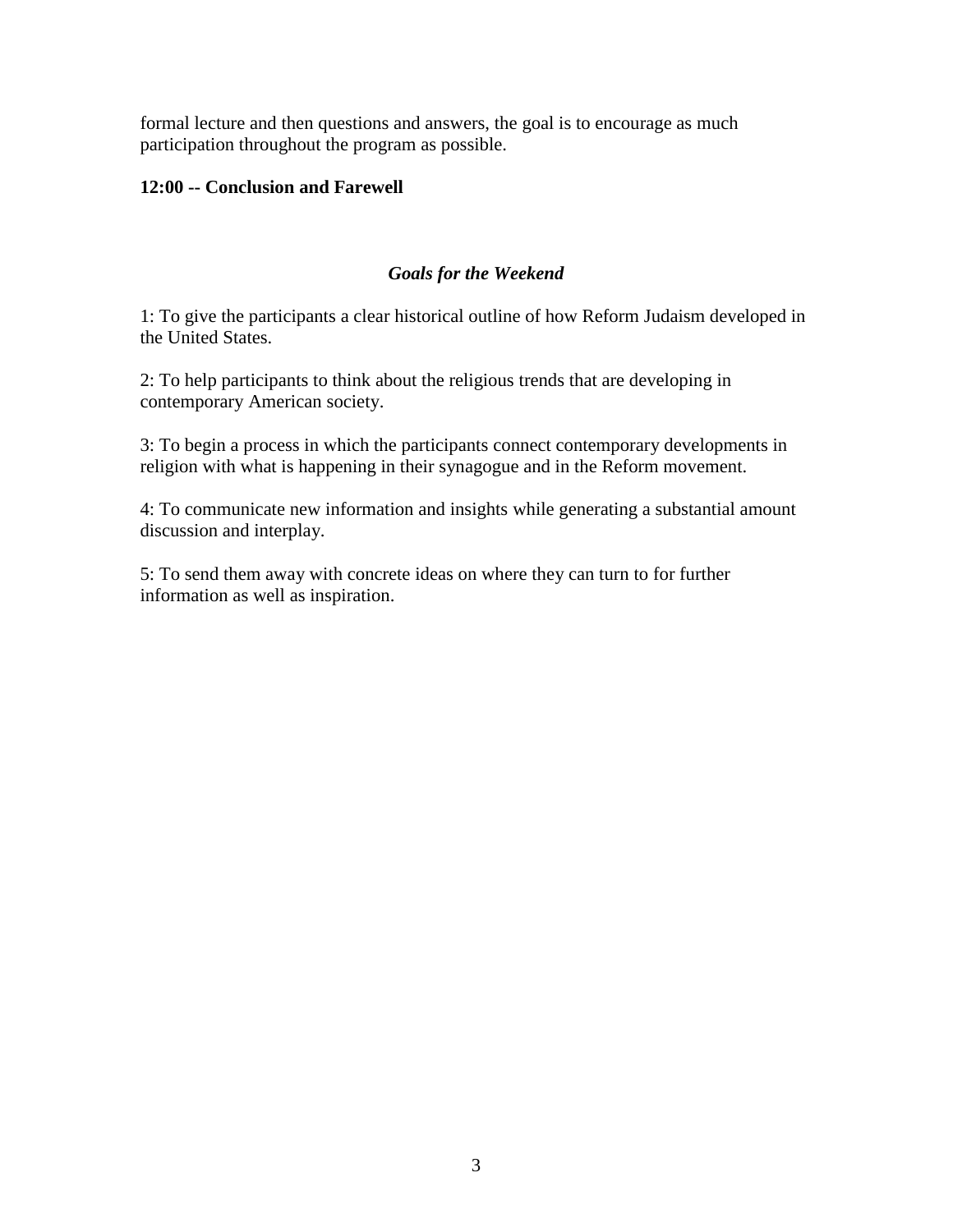formal lecture and then questions and answers, the goal is to encourage as much participation throughout the program as possible.

**12:00 -- Conclusion and Farewell**

### *Goals for the Weekend*

1: To give the participants a clear historical outline of how Reform Judaism developed in the United States.

2: To help participants to think about the religious trends that are developing in contemporary American society.

3: To begin a process in which the participants connect contemporary developments in religion with what is happening in their synagogue and in the Reform movement.

4: To communicate new information and insights while generating a substantial amount discussion and interplay.

5: To send them away with concrete ideas on where they can turn to for further information as well as inspiration.